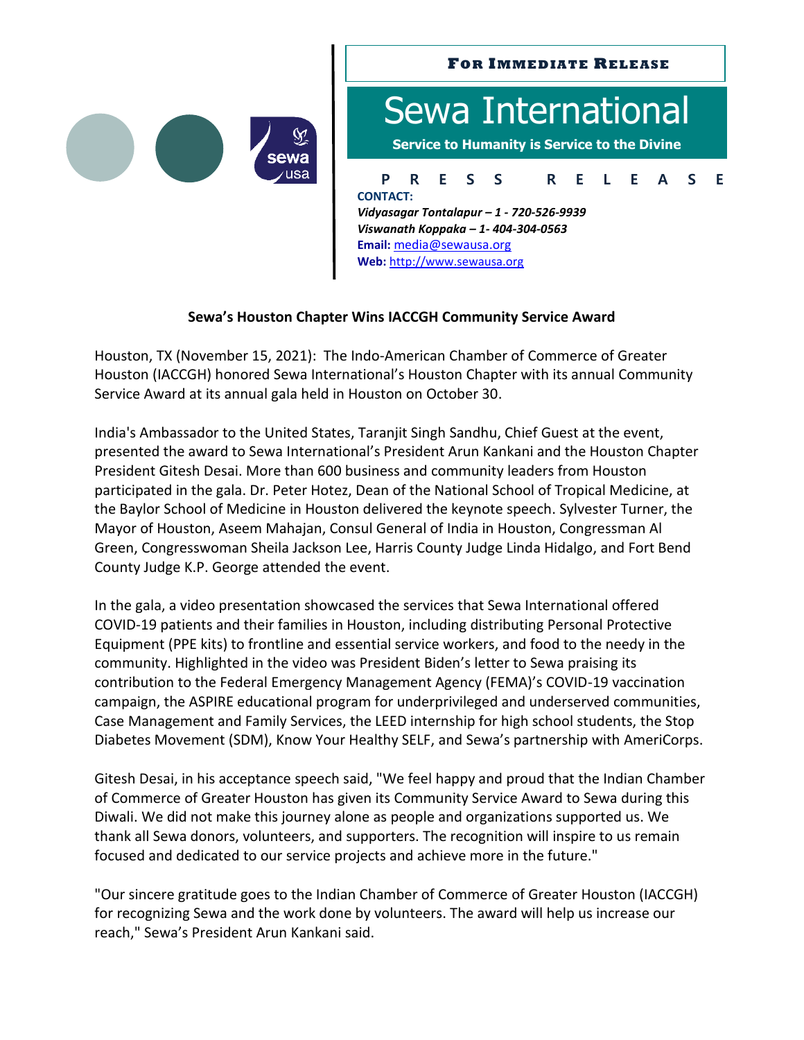**For Immediate Release**

# Sewa International

**Service to Humanity is Service to the Divine**

**PRESS RELEASE**

**CONTACT:**
***Vidyasagar Tontalapur – 1 - 720-526-9939***
***Viswanath Koppaka – 1- 404-304-0563***
**Email:** media@sewausa.org
**Web:** http://www.sewausa.org

## Sewa's Houston Chapter Wins IACCGH Community Service Award

Houston, TX (November 15, 2021): The Indo-American Chamber of Commerce of Greater Houston (IACCGH) honored Sewa International's Houston Chapter with its annual Community Service Award at its annual gala held in Houston on October 30.

India's Ambassador to the United States, Taranjit Singh Sandhu, Chief Guest at the event, presented the award to Sewa International's President Arun Kankani and the Houston Chapter President Gitesh Desai. More than 600 business and community leaders from Houston participated in the gala. Dr. Peter Hotez, Dean of the National School of Tropical Medicine, at the Baylor School of Medicine in Houston delivered the keynote speech. Sylvester Turner, the Mayor of Houston, Aseem Mahajan, Consul General of India in Houston, Congressman Al Green, Congresswoman Sheila Jackson Lee, Harris County Judge Linda Hidalgo, and Fort Bend County Judge K.P. George attended the event.

In the gala, a video presentation showcased the services that Sewa International offered COVID-19 patients and their families in Houston, including distributing Personal Protective Equipment (PPE kits) to frontline and essential service workers, and food to the needy in the community. Highlighted in the video was President Biden's letter to Sewa praising its contribution to the Federal Emergency Management Agency (FEMA)'s COVID-19 vaccination campaign, the ASPIRE educational program for underprivileged and underserved communities, Case Management and Family Services, the LEED internship for high school students, the Stop Diabetes Movement (SDM), Know Your Healthy SELF, and Sewa's partnership with AmeriCorps.

Gitesh Desai, in his acceptance speech said, "We feel happy and proud that the Indian Chamber of Commerce of Greater Houston has given its Community Service Award to Sewa during this Diwali. We did not make this journey alone as people and organizations supported us. We thank all Sewa donors, volunteers, and supporters. The recognition will inspire to us remain focused and dedicated to our service projects and achieve more in the future."

"Our sincere gratitude goes to the Indian Chamber of Commerce of Greater Houston (IACCGH) for recognizing Sewa and the work done by volunteers. The award will help us increase our reach," Sewa's President Arun Kankani said.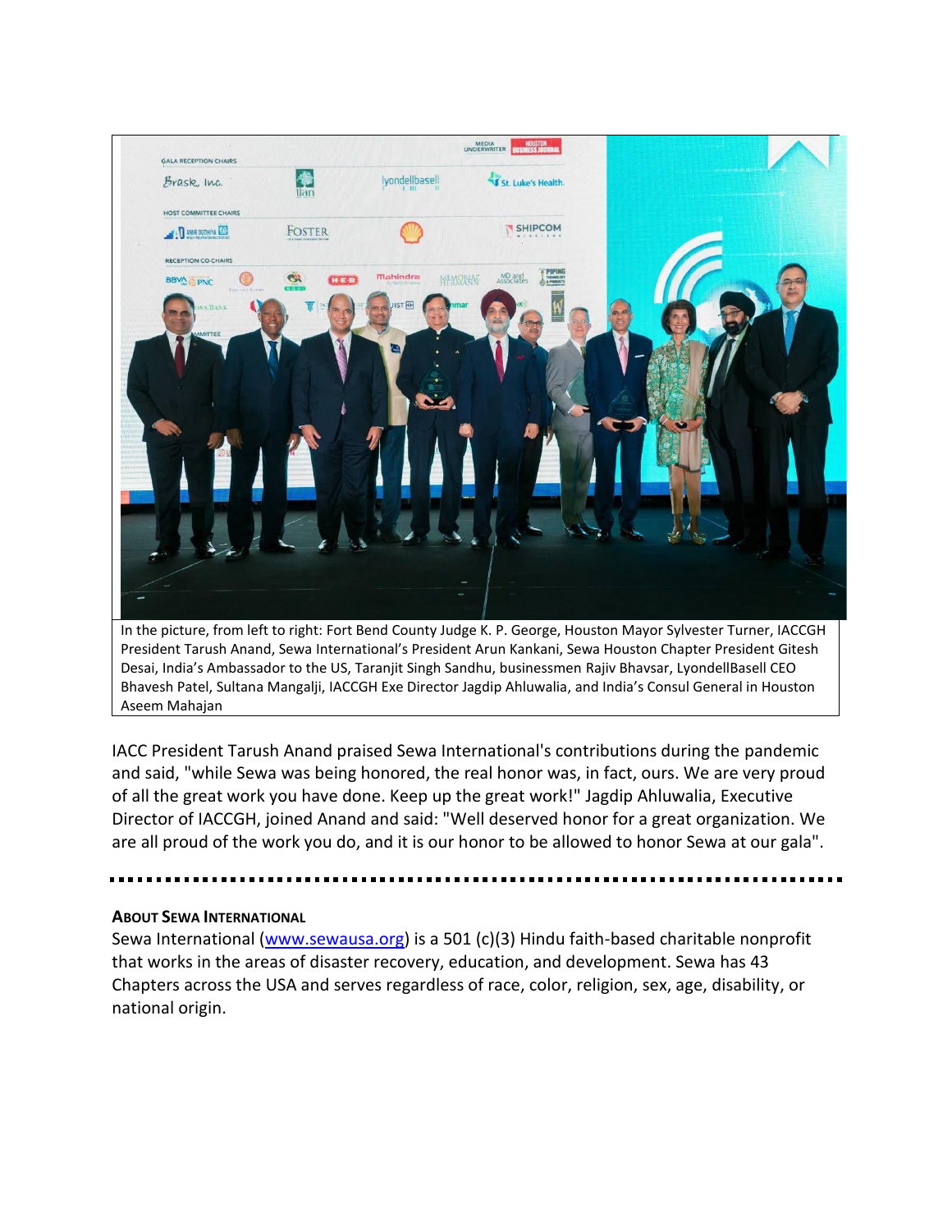In the picture, from left to right: Fort Bend County Judge K. P. George, Houston Mayor Sylvester Turner, IACCGH President Tarush Anand, Sewa International's President Arun Kankani, Sewa Houston Chapter President Gitesh Desai, India's Ambassador to the US, Taranjit Singh Sandhu, businessmen Rajiv Bhavsar, LyondellBasell CEO Bhavesh Patel, Sultana Mangalji, IACCGH Exe Director Jagdip Ahluwalia, and India's Consul General in Houston Aseem Mahajan

IACC President Tarush Anand praised Sewa International's contributions during the pandemic and said, "while Sewa was being honored, the real honor was, in fact, ours. We are very proud of all the great work you have done. Keep up the great work!" Jagdip Ahluwalia, Executive Director of IACCGH, joined Anand and said: "Well deserved honor for a great organization. We are all proud of the work you do, and it is our honor to be allowed to honor Sewa at our gala".

---

**ABOUT SEWA INTERNATIONAL**

Sewa International ([www.sewausa.org](http://www.sewausa.org)) is a 501 (c)(3) Hindu faith-based charitable nonprofit that works in the areas of disaster recovery, education, and development. Sewa has 43 Chapters across the USA and serves regardless of race, color, religion, sex, age, disability, or national origin.